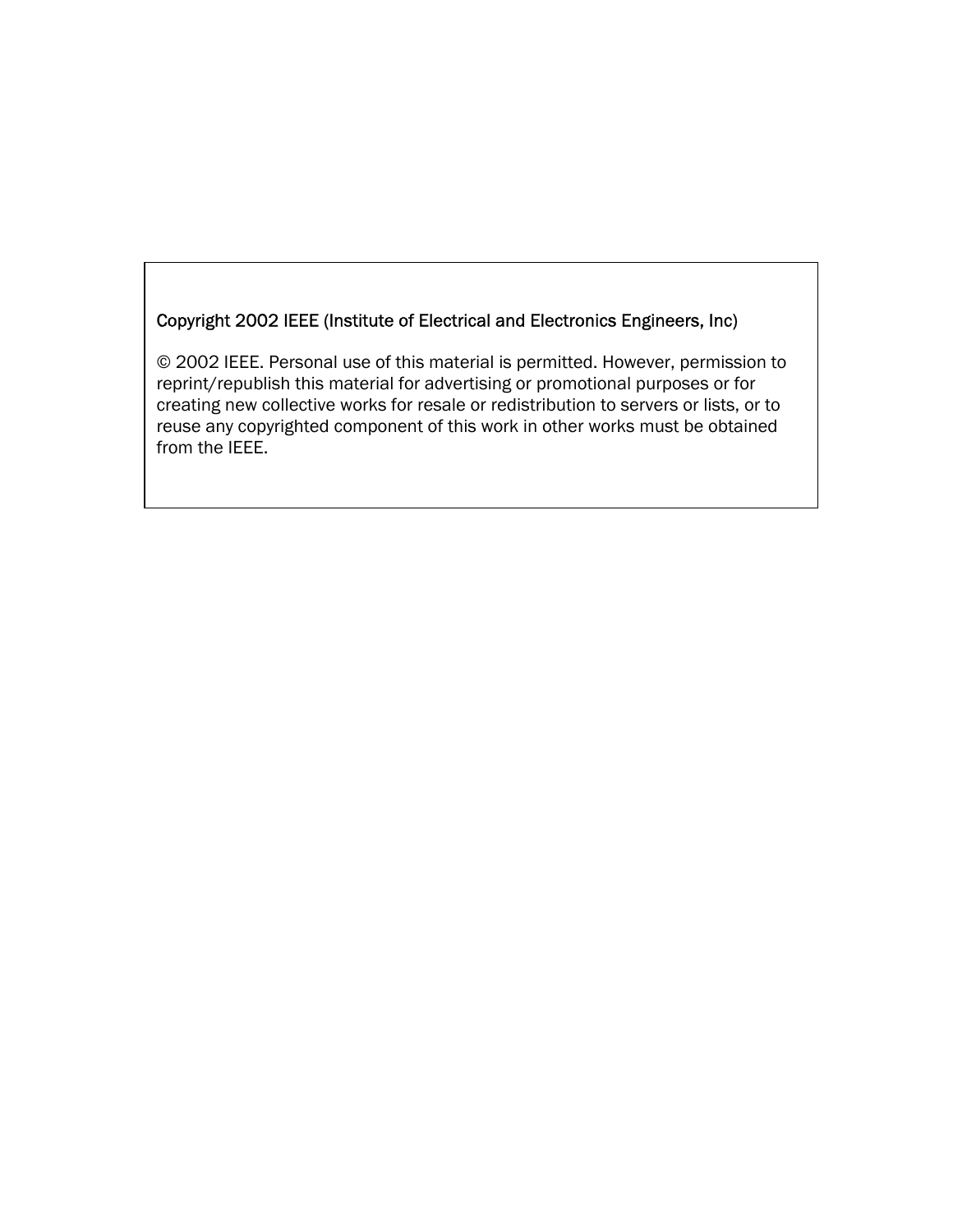Copyright 2002 IEEE (Institute of Electrical and Electronics Engineers, Inc)

© 2002 IEEE. Personal use of this material is permitted. However, permission to reprint/republish this material for advertising or promotional purposes or for creating new collective works for resale or redistribution to servers or lists, or to reuse any copyrighted component of this work in other works must be obtained from the IEEE.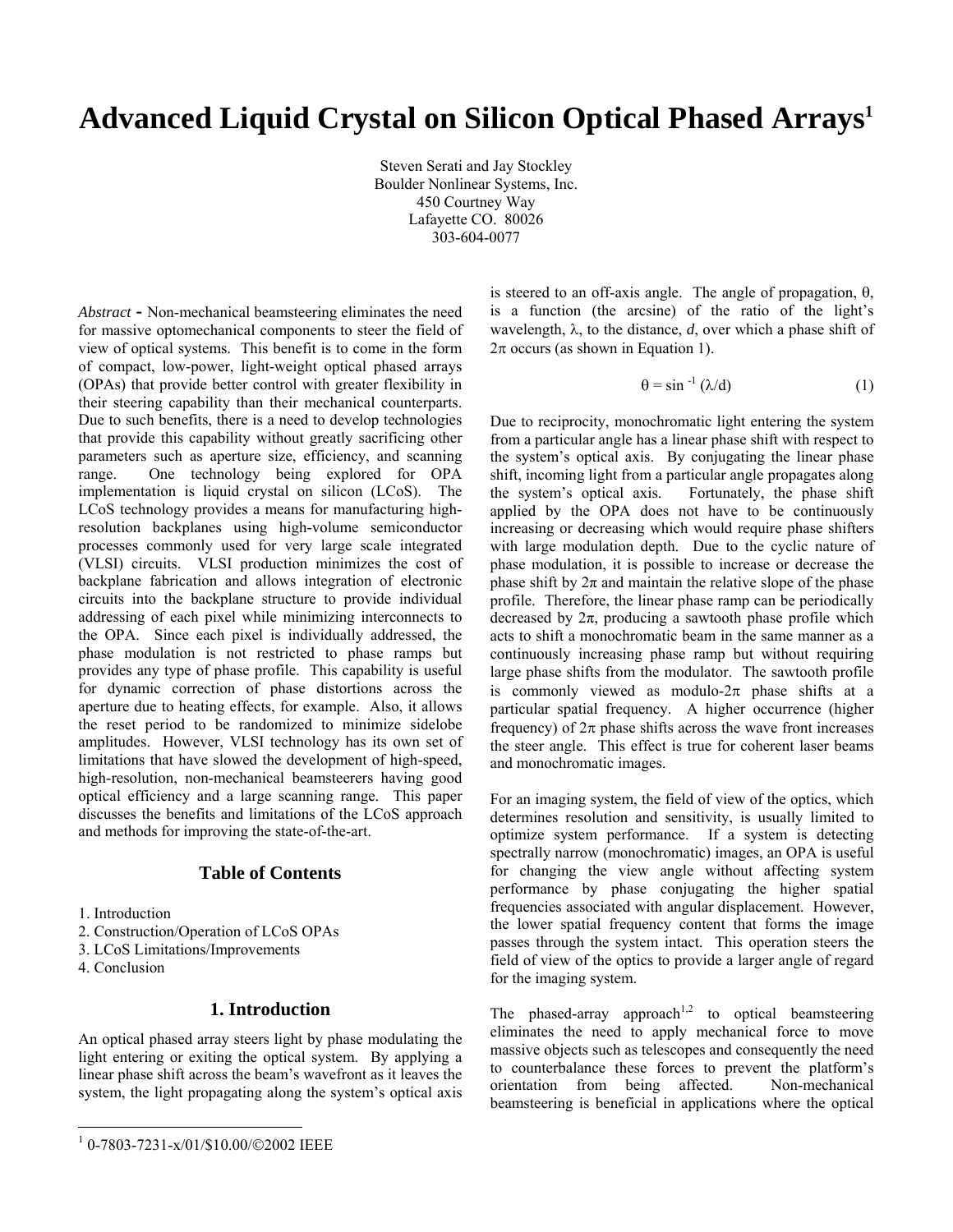# Advanced Liquid Crystal on Silicon Optical Phased Arrays[1]

Steven Serati and Jay Stockley
Boulder Nonlinear Systems, Inc.
450 Courtney Way
Lafayette CO. 80026
303-604-0077

*Abstract* **-** Non-mechanical beamsteering eliminates the need for massive optomechanical components to steer the field of view of optical systems. This benefit is to come in the form of compact, low-power, light-weight optical phased arrays (OPAs) that provide better control with greater flexibility in their steering capability than their mechanical counterparts. Due to such benefits, there is a need to develop technologies that provide this capability without greatly sacrificing other parameters such as aperture size, efficiency, and scanning range. One technology being explored for OPA implementation is liquid crystal on silicon (LCoS). The LCoS technology provides a means for manufacturing high-resolution backplanes using high-volume semiconductor processes commonly used for very large scale integrated (VLSI) circuits. VLSI production minimizes the cost of backplane fabrication and allows integration of electronic circuits into the backplane structure to provide individual addressing of each pixel while minimizing interconnects to the OPA. Since each pixel is individually addressed, the phase modulation is not restricted to phase ramps but provides any type of phase profile. This capability is useful for dynamic correction of phase distortions across the aperture due to heating effects, for example. Also, it allows the reset period to be randomized to minimize sidelobe amplitudes. However, VLSI technology has its own set of limitations that have slowed the development of high-speed, high-resolution, non-mechanical beamsteerers having good optical efficiency and a large scanning range. This paper discusses the benefits and limitations of the LCoS approach and methods for improving the state-of-the-art.

### Table of Contents

1. Introduction
2. Construction/Operation of LCoS OPAs
3. LCoS Limitations/Improvements
4. Conclusion

### 1. Introduction

An optical phased array steers light by phase modulating the light entering or exiting the optical system. By applying a linear phase shift across the beam's wavefront as it leaves the system, the light propagating along the system's optical axis is steered to an off-axis angle. The angle of propagation, $\theta$, is a function (the arcsine) of the ratio of the light's wavelength, $\lambda$, to the distance, $d$, over which a phase shift of $2\pi$ occurs (as shown in Equation 1).

$$\theta = \sin^{-1}(\lambda/d) \tag{1}$$

Due to reciprocity, monochromatic light entering the system from a particular angle has a linear phase shift with respect to the system's optical axis. By conjugating the linear phase shift, incoming light from a particular angle propagates along the system's optical axis. Fortunately, the phase shift applied by the OPA does not have to be continuously increasing or decreasing which would require phase shifters with large modulation depth. Due to the cyclic nature of phase modulation, it is possible to increase or decrease the phase shift by $2\pi$ and maintain the relative slope of the phase profile. Therefore, the linear phase ramp can be periodically decreased by $2\pi$, producing a sawtooth phase profile which acts to shift a monochromatic beam in the same manner as a continuously increasing phase ramp but without requiring large phase shifts from the modulator. The sawtooth profile is commonly viewed as modulo-$2\pi$ phase shifts at a particular spatial frequency. A higher occurrence (higher frequency) of $2\pi$ phase shifts across the wave front increases the steer angle. This effect is true for coherent laser beams and monochromatic images.

For an imaging system, the field of view of the optics, which determines resolution and sensitivity, is usually limited to optimize system performance. If a system is detecting spectrally narrow (monochromatic) images, an OPA is useful for changing the view angle without affecting system performance by phase conjugating the higher spatial frequencies associated with angular displacement. However, the lower spatial frequency content that forms the image passes through the system intact. This operation steers the field of view of the optics to provide a larger angle of regard for the imaging system.

The phased-array approach[1,2] to optical beamsteering eliminates the need to apply mechanical force to move massive objects such as telescopes and consequently the need to counterbalance these forces to prevent the platform's orientation from being affected. Non-mechanical beamsteering is beneficial in applications where the optical

[1] 0-7803-7231-x/01/$10.00/©2002 IEEE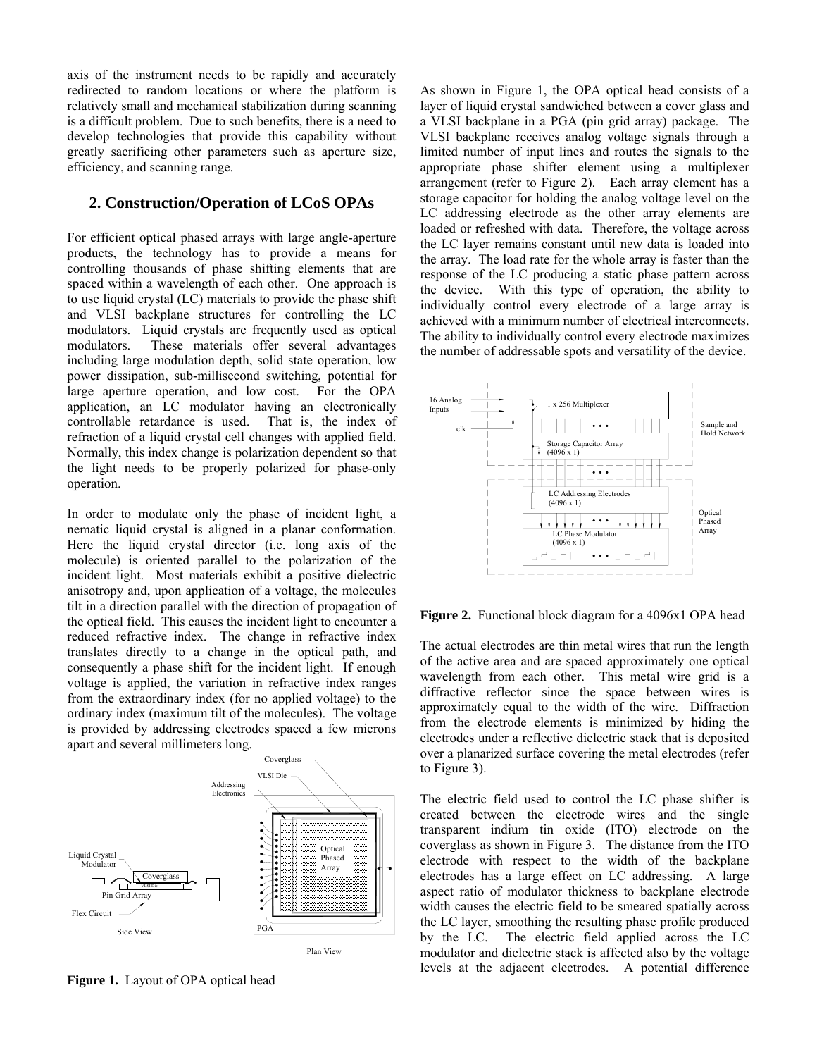axis of the instrument needs to be rapidly and accurately redirected to random locations or where the platform is relatively small and mechanical stabilization during scanning is a difficult problem. Due to such benefits, there is a need to develop technologies that provide this capability without greatly sacrificing other parameters such as aperture size, efficiency, and scanning range.

## 2. Construction/Operation of LCoS OPAs

For efficient optical phased arrays with large angle-aperture products, the technology has to provide a means for controlling thousands of phase shifting elements that are spaced within a wavelength of each other. One approach is to use liquid crystal (LC) materials to provide the phase shift and VLSI backplane structures for controlling the LC modulators. Liquid crystals are frequently used as optical modulators. These materials offer several advantages including large modulation depth, solid state operation, low power dissipation, sub-millisecond switching, potential for large aperture operation, and low cost. For the OPA application, an LC modulator having an electronically controllable retardance is used. That is, the index of refraction of a liquid crystal cell changes with applied field. Normally, this index change is polarization dependent so that the light needs to be properly polarized for phase-only operation.

In order to modulate only the phase of incident light, a nematic liquid crystal is aligned in a planar conformation. Here the liquid crystal director (i.e. long axis of the molecule) is oriented parallel to the polarization of the incident light. Most materials exhibit a positive dielectric anisotropy and, upon application of a voltage, the molecules tilt in a direction parallel with the direction of propagation of the optical field. This causes the incident light to encounter a reduced refractive index. The change in refractive index translates directly to a change in the optical path, and consequently a phase shift for the incident light. If enough voltage is applied, the variation in refractive index ranges from the extraordinary index (for no applied voltage) to the ordinary index (maximum tilt of the molecules). The voltage is provided by addressing electrodes spaced a few microns apart and several millimeters long.

**Figure 1.** Layout of OPA optical head

As shown in Figure 1, the OPA optical head consists of a layer of liquid crystal sandwiched between a cover glass and a VLSI backplane in a PGA (pin grid array) package. The VLSI backplane receives analog voltage signals through a limited number of input lines and routes the signals to the appropriate phase shifter element using a multiplexer arrangement (refer to Figure 2). Each array element has a storage capacitor for holding the analog voltage level on the LC addressing electrode as the other array elements are loaded or refreshed with data. Therefore, the voltage across the LC layer remains constant until new data is loaded into the array. The load rate for the whole array is faster than the response of the LC producing a static phase pattern across the device. With this type of operation, the ability to individually control every electrode of a large array is achieved with a minimum number of electrical interconnects. The ability to individually control every electrode maximizes the number of addressable spots and versatility of the device.

**Figure 2.** Functional block diagram for a 4096x1 OPA head

The actual electrodes are thin metal wires that run the length of the active area and are spaced approximately one optical wavelength from each other. This metal wire grid is a diffractive reflector since the space between wires is approximately equal to the width of the wire. Diffraction from the electrode elements is minimized by hiding the electrodes under a reflective dielectric stack that is deposited over a planarized surface covering the metal electrodes (refer to Figure 3).

The electric field used to control the LC phase shifter is created between the electrode wires and the single transparent indium tin oxide (ITO) electrode on the coverglass as shown in Figure 3. The distance from the ITO electrode with respect to the width of the backplane electrodes has a large effect on LC addressing. A large aspect ratio of modulator thickness to backplane electrode width causes the electric field to be smeared spatially across the LC layer, smoothing the resulting phase profile produced by the LC. The electric field applied across the LC modulator and dielectric stack is affected also by the voltage levels at the adjacent electrodes. A potential difference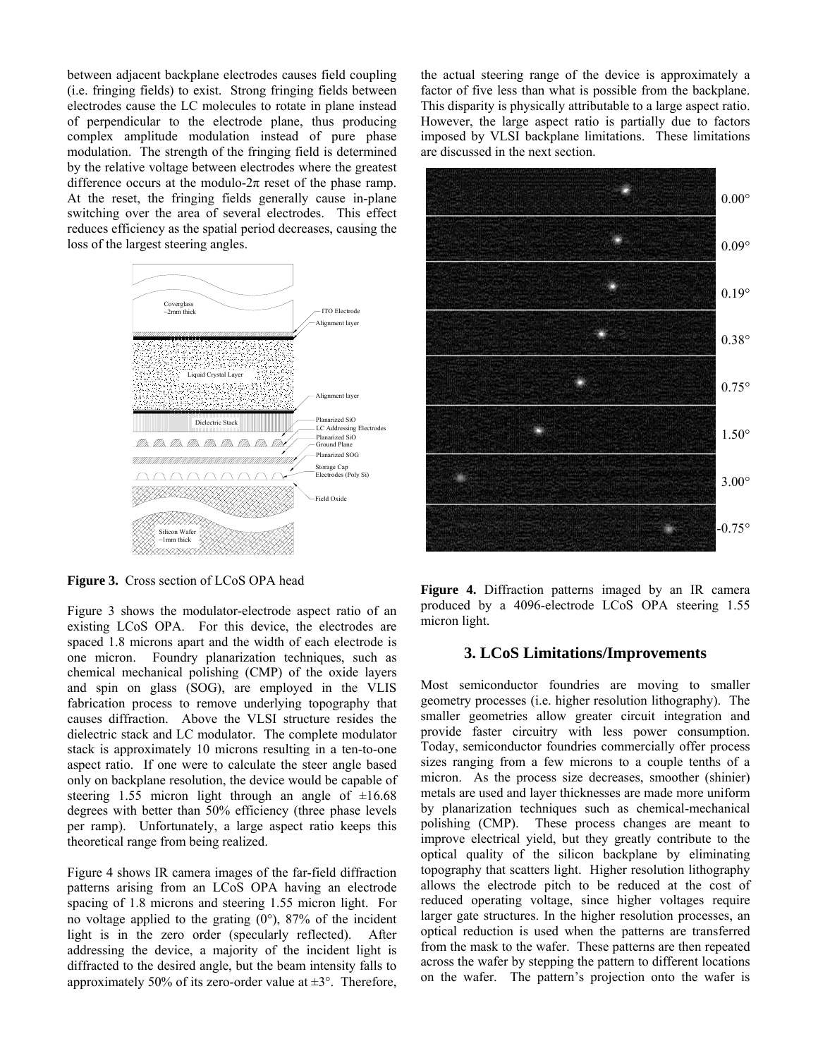between adjacent backplane electrodes causes field coupling (i.e. fringing fields) to exist. Strong fringing fields between electrodes cause the LC molecules to rotate in plane instead of perpendicular to the electrode plane, thus producing complex amplitude modulation instead of pure phase modulation. The strength of the fringing field is determined by the relative voltage between electrodes where the greatest difference occurs at the modulo-2π reset of the phase ramp. At the reset, the fringing fields generally cause in-plane switching over the area of several electrodes. This effect reduces efficiency as the spatial period decreases, causing the loss of the largest steering angles.

**Figure 3.** Cross section of LCoS OPA head

Figure 3 shows the modulator-electrode aspect ratio of an existing LCoS OPA. For this device, the electrodes are spaced 1.8 microns apart and the width of each electrode is one micron. Foundry planarization techniques, such as chemical mechanical polishing (CMP) of the oxide layers and spin on glass (SOG), are employed in the VLIS fabrication process to remove underlying topography that causes diffraction. Above the VLSI structure resides the dielectric stack and LC modulator. The complete modulator stack is approximately 10 microns resulting in a ten-to-one aspect ratio. If one were to calculate the steer angle based only on backplane resolution, the device would be capable of steering 1.55 micron light through an angle of ±16.68 degrees with better than 50% efficiency (three phase levels per ramp). Unfortunately, a large aspect ratio keeps this theoretical range from being realized.

Figure 4 shows IR camera images of the far-field diffraction patterns arising from an LCoS OPA having an electrode spacing of 1.8 microns and steering 1.55 micron light. For no voltage applied to the grating (0°), 87% of the incident light is in the zero order (specularly reflected). After addressing the device, a majority of the incident light is diffracted to the desired angle, but the beam intensity falls to approximately 50% of its zero-order value at ±3°. Therefore, the actual steering range of the device is approximately a factor of five less than what is possible from the backplane. This disparity is physically attributable to a large aspect ratio. However, the large aspect ratio is partially due to factors imposed by VLSI backplane limitations. These limitations are discussed in the next section.

**Figure 4.** Diffraction patterns imaged by an IR camera produced by a 4096-electrode LCoS OPA steering 1.55 micron light.

## 3. LCoS Limitations/Improvements

Most semiconductor foundries are moving to smaller geometry processes (i.e. higher resolution lithography). The smaller geometries allow greater circuit integration and provide faster circuitry with less power consumption. Today, semiconductor foundries commercially offer process sizes ranging from a few microns to a couple tenths of a micron. As the process size decreases, smoother (shinier) metals are used and layer thicknesses are made more uniform by planarization techniques such as chemical-mechanical polishing (CMP). These process changes are meant to improve electrical yield, but they greatly contribute to the optical quality of the silicon backplane by eliminating topography that scatters light. Higher resolution lithography allows the electrode pitch to be reduced at the cost of reduced operating voltage, since higher voltages require larger gate structures. In the higher resolution processes, an optical reduction is used when the patterns are transferred from the mask to the wafer. These patterns are then repeated across the wafer by stepping the pattern to different locations on the wafer. The pattern's projection onto the wafer is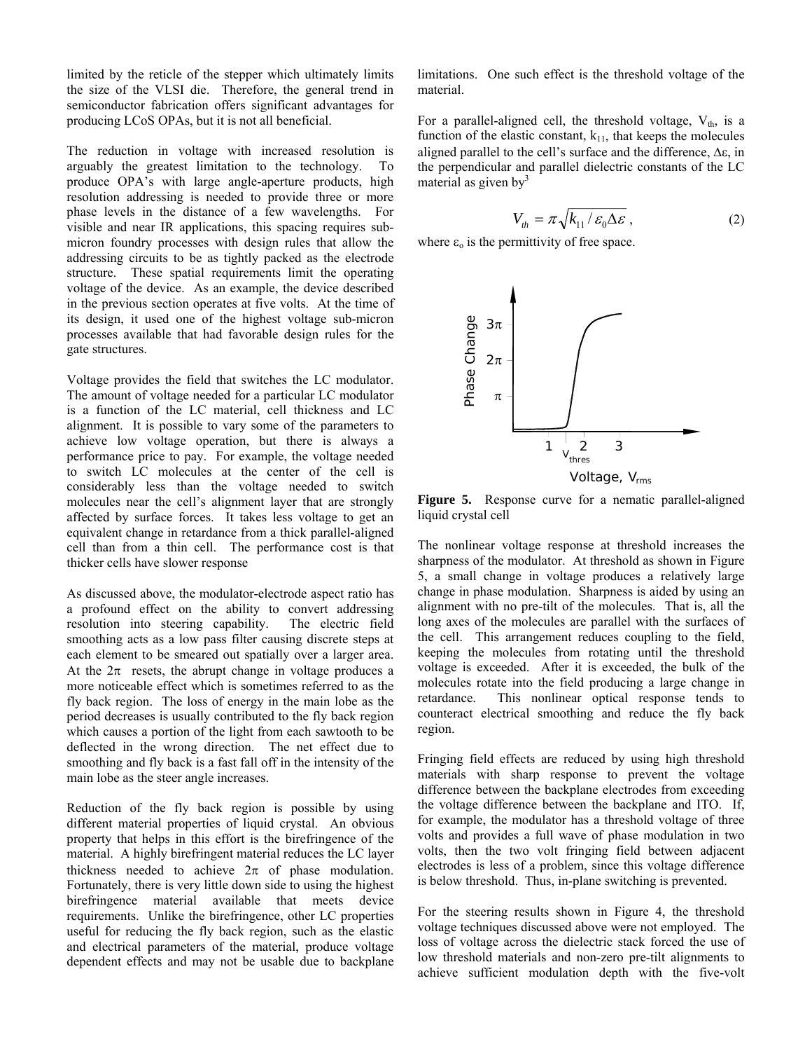limited by the reticle of the stepper which ultimately limits the size of the VLSI die. Therefore, the general trend in semiconductor fabrication offers significant advantages for producing LCoS OPAs, but it is not all beneficial.

The reduction in voltage with increased resolution is arguably the greatest limitation to the technology. To produce OPA's with large angle-aperture products, high resolution addressing is needed to provide three or more phase levels in the distance of a few wavelengths. For visible and near IR applications, this spacing requires sub-micron foundry processes with design rules that allow the addressing circuits to be as tightly packed as the electrode structure. These spatial requirements limit the operating voltage of the device. As an example, the device described in the previous section operates at five volts. At the time of its design, it used one of the highest voltage sub-micron processes available that had favorable design rules for the gate structures.

Voltage provides the field that switches the LC modulator. The amount of voltage needed for a particular LC modulator is a function of the LC material, cell thickness and LC alignment. It is possible to vary some of the parameters to achieve low voltage operation, but there is always a performance price to pay. For example, the voltage needed to switch LC molecules at the center of the cell is considerably less than the voltage needed to switch molecules near the cell's alignment layer that are strongly affected by surface forces. It takes less voltage to get an equivalent change in retardance from a thick parallel-aligned cell than from a thin cell. The performance cost is that thicker cells have slower response

As discussed above, the modulator-electrode aspect ratio has a profound effect on the ability to convert addressing resolution into steering capability. The electric field smoothing acts as a low pass filter causing discrete steps at each element to be smeared out spatially over a larger area. At the $2\pi$ resets, the abrupt change in voltage produces a more noticeable effect which is sometimes referred to as the fly back region. The loss of energy in the main lobe as the period decreases is usually contributed to the fly back region which causes a portion of the light from each sawtooth to be deflected in the wrong direction. The net effect due to smoothing and fly back is a fast fall off in the intensity of the main lobe as the steer angle increases.

Reduction of the fly back region is possible by using different material properties of liquid crystal. An obvious property that helps in this effort is the birefringence of the material. A highly birefringent material reduces the LC layer thickness needed to achieve $2\pi$ of phase modulation. Fortunately, there is very little down side to using the highest birefringence material available that meets device requirements. Unlike the birefringence, other LC properties useful for reducing the fly back region, such as the elastic and electrical parameters of the material, produce voltage dependent effects and may not be usable due to backplane limitations. One such effect is the threshold voltage of the material.

For a parallel-aligned cell, the threshold voltage, $V_{th}$, is a function of the elastic constant, $k_{11}$, that keeps the molecules aligned parallel to the cell's surface and the difference, $\Delta\varepsilon$, in the perpendicular and parallel dielectric constants of the LC material as given by[3]

$$V_{th} = \pi\sqrt{k_{11}/\varepsilon_0\Delta\varepsilon}\,, \tag{2}$$

where $\varepsilon_o$ is the permittivity of free space.

Phase Change

3π

2π

π

1 2 3

$V_{thres}$

Voltage, $V_{rms}$

**Figure 5.** Response curve for a nematic parallel-aligned liquid crystal cell

The nonlinear voltage response at threshold increases the sharpness of the modulator. At threshold as shown in Figure 5, a small change in voltage produces a relatively large change in phase modulation. Sharpness is aided by using an alignment with no pre-tilt of the molecules. That is, all the long axes of the molecules are parallel with the surfaces of the cell. This arrangement reduces coupling to the field, keeping the molecules from rotating until the threshold voltage is exceeded. After it is exceeded, the bulk of the molecules rotate into the field producing a large change in retardance. This nonlinear optical response tends to counteract electrical smoothing and reduce the fly back region.

Fringing field effects are reduced by using high threshold materials with sharp response to prevent the voltage difference between the backplane electrodes from exceeding the voltage difference between the backplane and ITO. If, for example, the modulator has a threshold voltage of three volts and provides a full wave of phase modulation in two volts, then the two volt fringing field between adjacent electrodes is less of a problem, since this voltage difference is below threshold. Thus, in-plane switching is prevented.

For the steering results shown in Figure 4, the threshold voltage techniques discussed above were not employed. The loss of voltage across the dielectric stack forced the use of low threshold materials and non-zero pre-tilt alignments to achieve sufficient modulation depth with the five-volt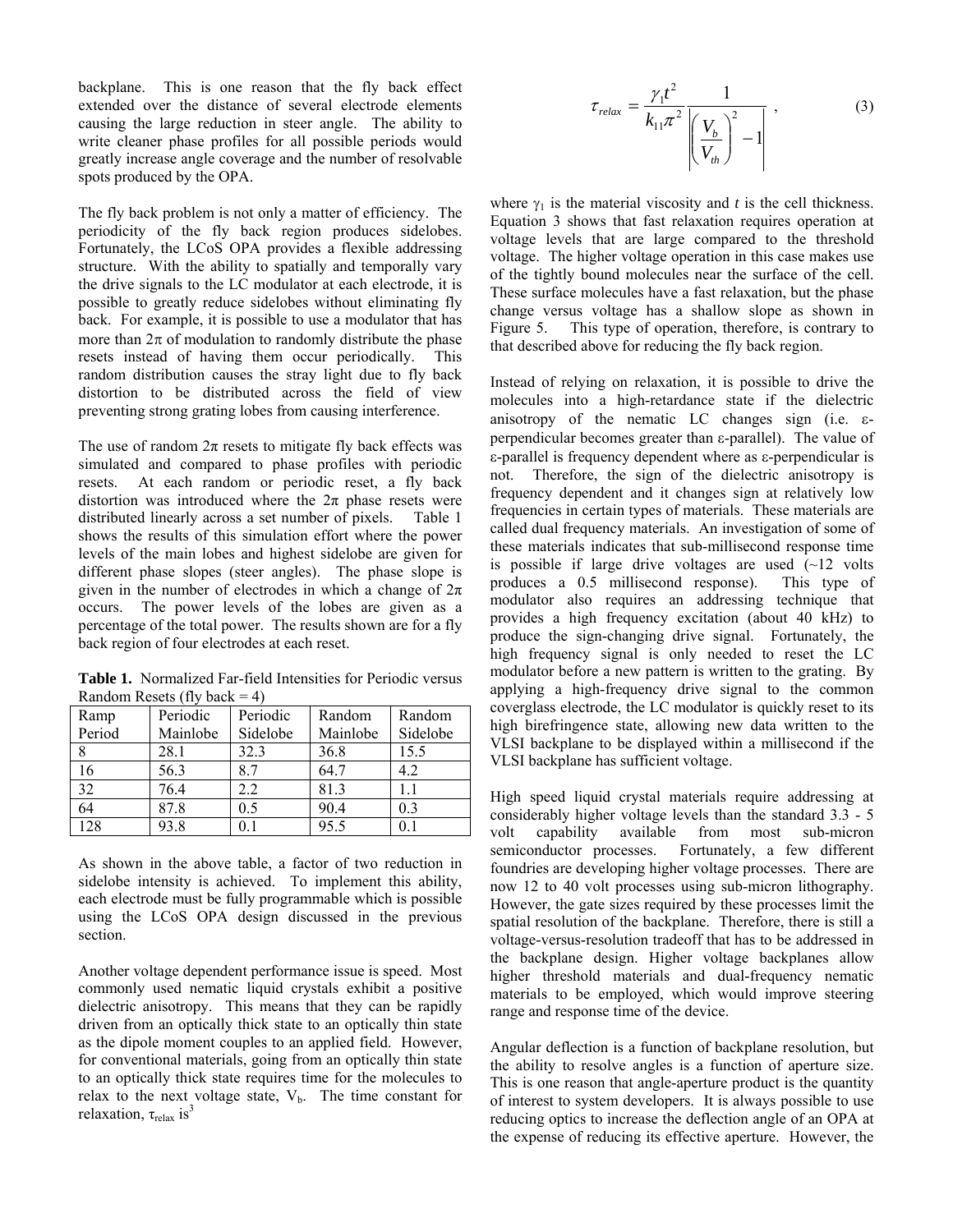backplane. This is one reason that the fly back effect extended over the distance of several electrode elements causing the large reduction in steer angle. The ability to write cleaner phase profiles for all possible periods would greatly increase angle coverage and the number of resolvable spots produced by the OPA.

The fly back problem is not only a matter of efficiency. The periodicity of the fly back region produces sidelobes. Fortunately, the LCoS OPA provides a flexible addressing structure. With the ability to spatially and temporally vary the drive signals to the LC modulator at each electrode, it is possible to greatly reduce sidelobes without eliminating fly back. For example, it is possible to use a modulator that has more than $2\pi$ of modulation to randomly distribute the phase resets instead of having them occur periodically. This random distribution causes the stray light due to fly back distortion to be distributed across the field of view preventing strong grating lobes from causing interference.

The use of random $2\pi$ resets to mitigate fly back effects was simulated and compared to phase profiles with periodic resets. At each random or periodic reset, a fly back distortion was introduced where the $2\pi$ phase resets were distributed linearly across a set number of pixels. Table 1 shows the results of this simulation effort where the power levels of the main lobes and highest sidelobe are given for different phase slopes (steer angles). The phase slope is given in the number of electrodes in which a change of $2\pi$ occurs. The power levels of the lobes are given as a percentage of the total power. The results shown are for a fly back region of four electrodes at each reset.

**Table 1.** Normalized Far-field Intensities for Periodic versus Random Resets (fly back = 4)

| Ramp Period | Periodic Mainlobe | Periodic Sidelobe | Random Mainlobe | Random Sidelobe |
|---|---|---|---|---|
| 8 | 28.1 | 32.3 | 36.8 | 15.5 |
| 16 | 56.3 | 8.7 | 64.7 | 4.2 |
| 32 | 76.4 | 2.2 | 81.3 | 1.1 |
| 64 | 87.8 | 0.5 | 90.4 | 0.3 |
| 128 | 93.8 | 0.1 | 95.5 | 0.1 |

As shown in the above table, a factor of two reduction in sidelobe intensity is achieved. To implement this ability, each electrode must be fully programmable which is possible using the LCoS OPA design discussed in the previous section.

Another voltage dependent performance issue is speed. Most commonly used nematic liquid crystals exhibit a positive dielectric anisotropy. This means that they can be rapidly driven from an optically thick state to an optically thin state as the dipole moment couples to an applied field. However, for conventional materials, going from an optically thin state to an optically thick state requires time for the molecules to relax to the next voltage state, $V_b$. The time constant for relaxation, $\tau_{relax}$ is[3]

$$\tau_{relax} = \frac{\gamma_1 t^2}{k_{11}\pi^2} \frac{1}{\left| \left( \frac{V_b}{V_{th}} \right)^2 - 1 \right|} , \tag{3}$$

where $\gamma_1$ is the material viscosity and $t$ is the cell thickness. Equation 3 shows that fast relaxation requires operation at voltage levels that are large compared to the threshold voltage. The higher voltage operation in this case makes use of the tightly bound molecules near the surface of the cell. These surface molecules have a fast relaxation, but the phase change versus voltage has a shallow slope as shown in Figure 5. This type of operation, therefore, is contrary to that described above for reducing the fly back region.

Instead of relying on relaxation, it is possible to drive the molecules into a high-retardance state if the dielectric anisotropy of the nematic LC changes sign (i.e. ε-perpendicular becomes greater than ε-parallel). The value of ε-parallel is frequency dependent where as ε-perpendicular is not. Therefore, the sign of the dielectric anisotropy is frequency dependent and it changes sign at relatively low frequencies in certain types of materials. These materials are called dual frequency materials. An investigation of some of these materials indicates that sub-millisecond response time is possible if large drive voltages are used (~12 volts produces a 0.5 millisecond response). This type of modulator also requires an addressing technique that provides a high frequency excitation (about 40 kHz) to produce the sign-changing drive signal. Fortunately, the high frequency signal is only needed to reset the LC modulator before a new pattern is written to the grating. By applying a high-frequency drive signal to the common coverglass electrode, the LC modulator is quickly reset to its high birefringence state, allowing new data written to the VLSI backplane to be displayed within a millisecond if the VLSI backplane has sufficient voltage.

High speed liquid crystal materials require addressing at considerably higher voltage levels than the standard 3.3 - 5 volt capability available from most sub-micron semiconductor processes. Fortunately, a few different foundries are developing higher voltage processes. There are now 12 to 40 volt processes using sub-micron lithography. However, the gate sizes required by these processes limit the spatial resolution of the backplane. Therefore, there is still a voltage-versus-resolution tradeoff that has to be addressed in the backplane design. Higher voltage backplanes allow higher threshold materials and dual-frequency nematic materials to be employed, which would improve steering range and response time of the device.

Angular deflection is a function of backplane resolution, but the ability to resolve angles is a function of aperture size. This is one reason that angle-aperture product is the quantity of interest to system developers. It is always possible to use reducing optics to increase the deflection angle of an OPA at the expense of reducing its effective aperture. However, the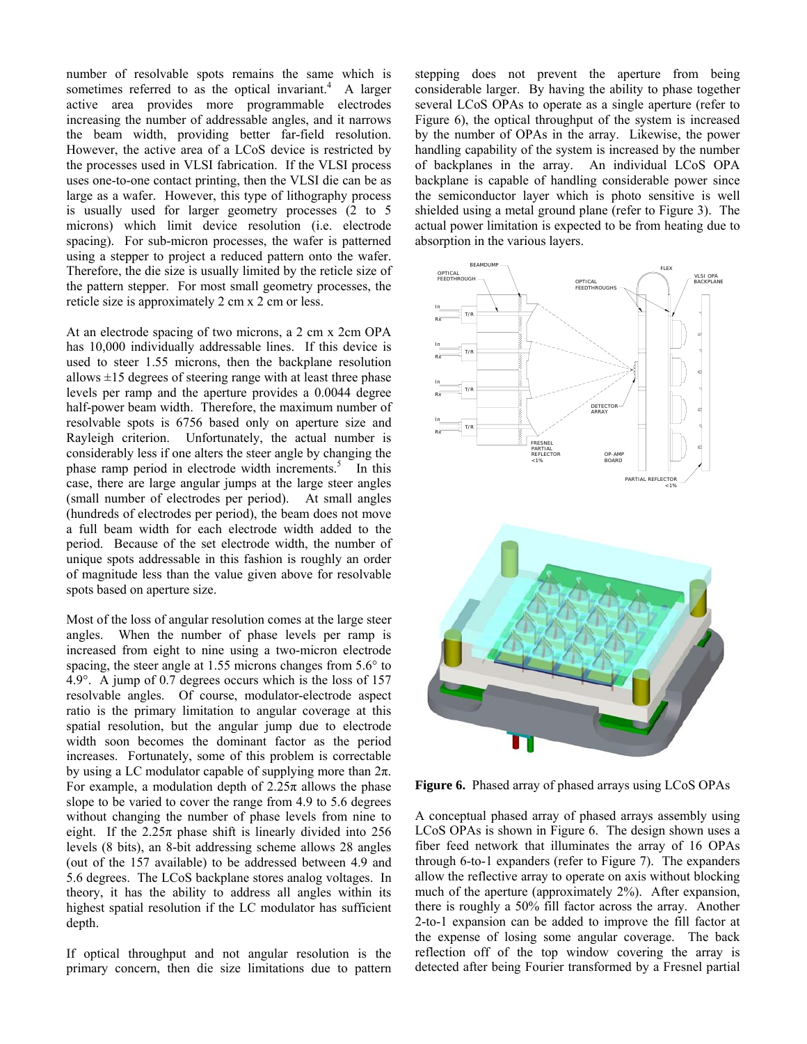number of resolvable spots remains the same which is sometimes referred to as the optical invariant.[4] A larger active area provides more programmable electrodes increasing the number of addressable angles, and it narrows the beam width, providing better far-field resolution. However, the active area of a LCoS device is restricted by the processes used in VLSI fabrication. If the VLSI process uses one-to-one contact printing, then the VLSI die can be as large as a wafer. However, this type of lithography process is usually used for larger geometry processes (2 to 5 microns) which limit device resolution (i.e. electrode spacing). For sub-micron processes, the wafer is patterned using a stepper to project a reduced pattern onto the wafer. Therefore, the die size is usually limited by the reticle size of the pattern stepper. For most small geometry processes, the reticle size is approximately 2 cm x 2 cm or less.

At an electrode spacing of two microns, a 2 cm x 2cm OPA has 10,000 individually addressable lines. If this device is used to steer 1.55 microns, then the backplane resolution allows ±15 degrees of steering range with at least three phase levels per ramp and the aperture provides a 0.0044 degree half-power beam width. Therefore, the maximum number of resolvable spots is 6756 based only on aperture size and Rayleigh criterion. Unfortunately, the actual number is considerably less if one alters the steer angle by changing the phase ramp period in electrode width increments.[5] In this case, there are large angular jumps at the large steer angles (small number of electrodes per period). At small angles (hundreds of electrodes per period), the beam does not move a full beam width for each electrode width added to the period. Because of the set electrode width, the number of unique spots addressable in this fashion is roughly an order of magnitude less than the value given above for resolvable spots based on aperture size.

Most of the loss of angular resolution comes at the large steer angles. When the number of phase levels per ramp is increased from eight to nine using a two-micron electrode spacing, the steer angle at 1.55 microns changes from 5.6° to 4.9°. A jump of 0.7 degrees occurs which is the loss of 157 resolvable angles. Of course, modulator-electrode aspect ratio is the primary limitation to angular coverage at this spatial resolution, but the angular jump due to electrode width soon becomes the dominant factor as the period increases. Fortunately, some of this problem is correctable by using a LC modulator capable of supplying more than $2\pi$. For example, a modulation depth of $2.25\pi$ allows the phase slope to be varied to cover the range from 4.9 to 5.6 degrees without changing the number of phase levels from nine to eight. If the $2.25\pi$ phase shift is linearly divided into 256 levels (8 bits), an 8-bit addressing scheme allows 28 angles (out of the 157 available) to be addressed between 4.9 and 5.6 degrees. The LCoS backplane stores analog voltages. In theory, it has the ability to address all angles within its highest spatial resolution if the LC modulator has sufficient depth.

If optical throughput and not angular resolution is the primary concern, then die size limitations due to pattern stepping does not prevent the aperture from being considerable larger. By having the ability to phase together several LCoS OPAs to operate as a single aperture (refer to Figure 6), the optical throughput of the system is increased by the number of OPAs in the array. Likewise, the power handling capability of the system is increased by the number of backplanes in the array. An individual LCoS OPA backplane is capable of handling considerable power since the semiconductor layer which is photo sensitive is well shielded using a metal ground plane (refer to Figure 3). The actual power limitation is expected to be from heating due to absorption in the various layers.

**Figure 6.** Phased array of phased arrays using LCoS OPAs

A conceptual phased array of phased arrays assembly using LCoS OPAs is shown in Figure 6. The design shown uses a fiber feed network that illuminates the array of 16 OPAs through 6-to-1 expanders (refer to Figure 7). The expanders allow the reflective array to operate on axis without blocking much of the aperture (approximately 2%). After expansion, there is roughly a 50% fill factor across the array. Another 2-to-1 expansion can be added to improve the fill factor at the expense of losing some angular coverage. The back reflection off of the top window covering the array is detected after being Fourier transformed by a Fresnel partial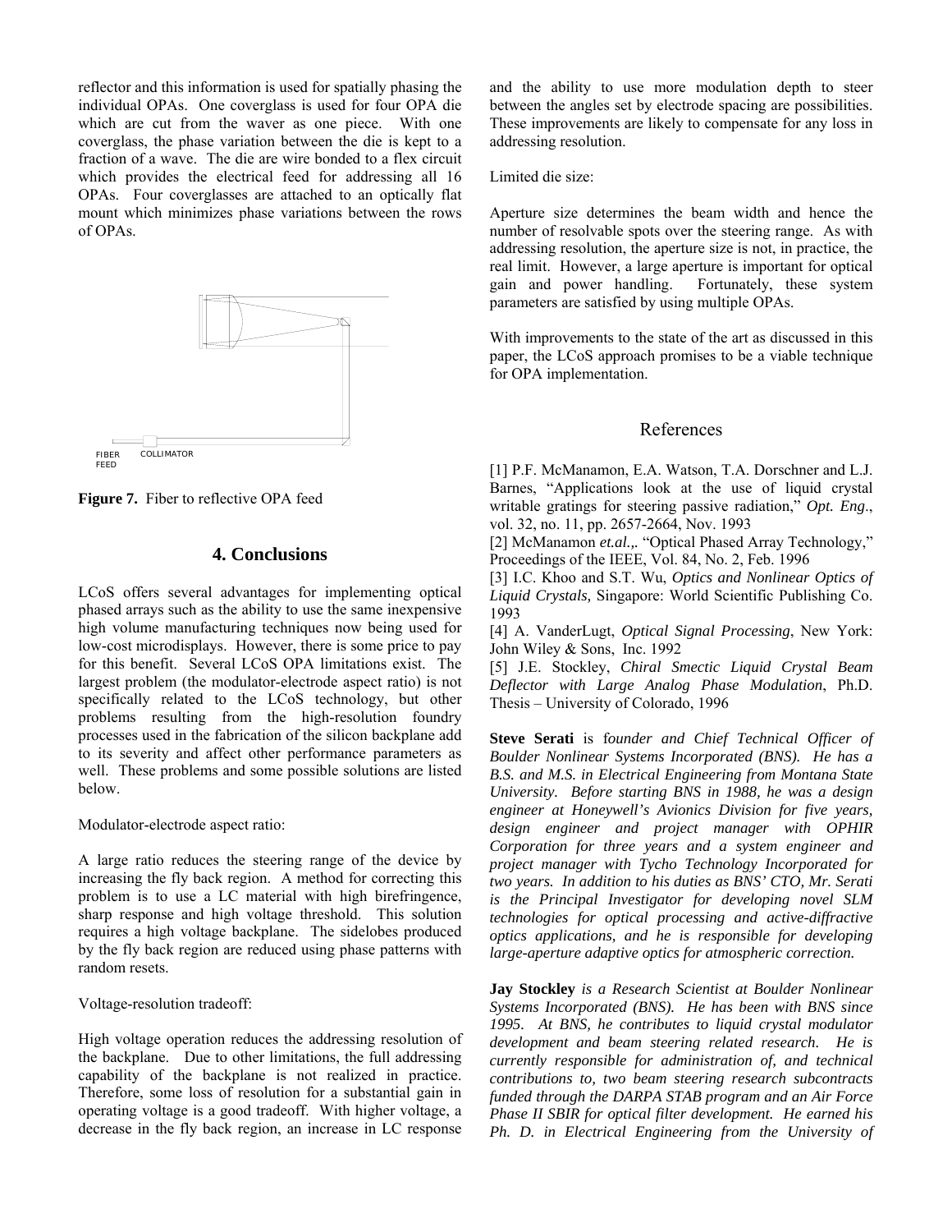reflector and this information is used for spatially phasing the individual OPAs. One coverglass is used for four OPA die which are cut from the waver as one piece. With one coverglass, the phase variation between the die is kept to a fraction of a wave. The die are wire bonded to a flex circuit which provides the electrical feed for addressing all 16 OPAs. Four coverglasses are attached to an optically flat mount which minimizes phase variations between the rows of OPAs.

FIBER FEED COLLIMATOR

**Figure 7.** Fiber to reflective OPA feed

## 4. Conclusions

LCoS offers several advantages for implementing optical phased arrays such as the ability to use the same inexpensive high volume manufacturing techniques now being used for low-cost microdisplays. However, there is some price to pay for this benefit. Several LCoS OPA limitations exist. The largest problem (the modulator-electrode aspect ratio) is not specifically related to the LCoS technology, but other problems resulting from the high-resolution foundry processes used in the fabrication of the silicon backplane add to its severity and affect other performance parameters as well. These problems and some possible solutions are listed below.

Modulator-electrode aspect ratio:

A large ratio reduces the steering range of the device by increasing the fly back region. A method for correcting this problem is to use a LC material with high birefringence, sharp response and high voltage threshold. This solution requires a high voltage backplane. The sidelobes produced by the fly back region are reduced using phase patterns with random resets.

Voltage-resolution tradeoff:

High voltage operation reduces the addressing resolution of the backplane. Due to other limitations, the full addressing capability of the backplane is not realized in practice. Therefore, some loss of resolution for a substantial gain in operating voltage is a good tradeoff. With higher voltage, a decrease in the fly back region, an increase in LC response and the ability to use more modulation depth to steer between the angles set by electrode spacing are possibilities. These improvements are likely to compensate for any loss in addressing resolution.

Limited die size:

Aperture size determines the beam width and hence the number of resolvable spots over the steering range. As with addressing resolution, the aperture size is not, in practice, the real limit. However, a large aperture is important for optical gain and power handling. Fortunately, these system parameters are satisfied by using multiple OPAs.

With improvements to the state of the art as discussed in this paper, the LCoS approach promises to be a viable technique for OPA implementation.

## References

[1] P.F. McManamon, E.A. Watson, T.A. Dorschner and L.J. Barnes, "Applications look at the use of liquid crystal writable gratings for steering passive radiation," *Opt. Eng*., vol. 32, no. 11, pp. 2657-2664, Nov. 1993

[2] McManamon *et.al.,*. "Optical Phased Array Technology," Proceedings of the IEEE, Vol. 84, No. 2, Feb. 1996

[3] I.C. Khoo and S.T. Wu, *Optics and Nonlinear Optics of Liquid Crystals,* Singapore: World Scientific Publishing Co. 1993

[4] A. VanderLugt, *Optical Signal Processing*, New York: John Wiley & Sons, Inc. 1992

[5] J.E. Stockley, *Chiral Smectic Liquid Crystal Beam Deflector with Large Analog Phase Modulation*, Ph.D. Thesis – University of Colorado, 1996

**Steve Serati** is *founder and Chief Technical Officer of Boulder Nonlinear Systems Incorporated (BNS). He has a B.S. and M.S. in Electrical Engineering from Montana State University. Before starting BNS in 1988, he was a design engineer at Honeywell's Avionics Division for five years, design engineer and project manager with OPHIR Corporation for three years and a system engineer and project manager with Tycho Technology Incorporated for two years. In addition to his duties as BNS' CTO, Mr. Serati is the Principal Investigator for developing novel SLM technologies for optical processing and active-diffractive optics applications, and he is responsible for developing large-aperture adaptive optics for atmospheric correction.*

**Jay Stockley** *is a Research Scientist at Boulder Nonlinear Systems Incorporated (BNS). He has been with BNS since 1995. At BNS, he contributes to liquid crystal modulator development and beam steering related research. He is currently responsible for administration of, and technical contributions to, two beam steering research subcontracts funded through the DARPA STAB program and an Air Force Phase II SBIR for optical filter development. He earned his Ph. D. in Electrical Engineering from the University of*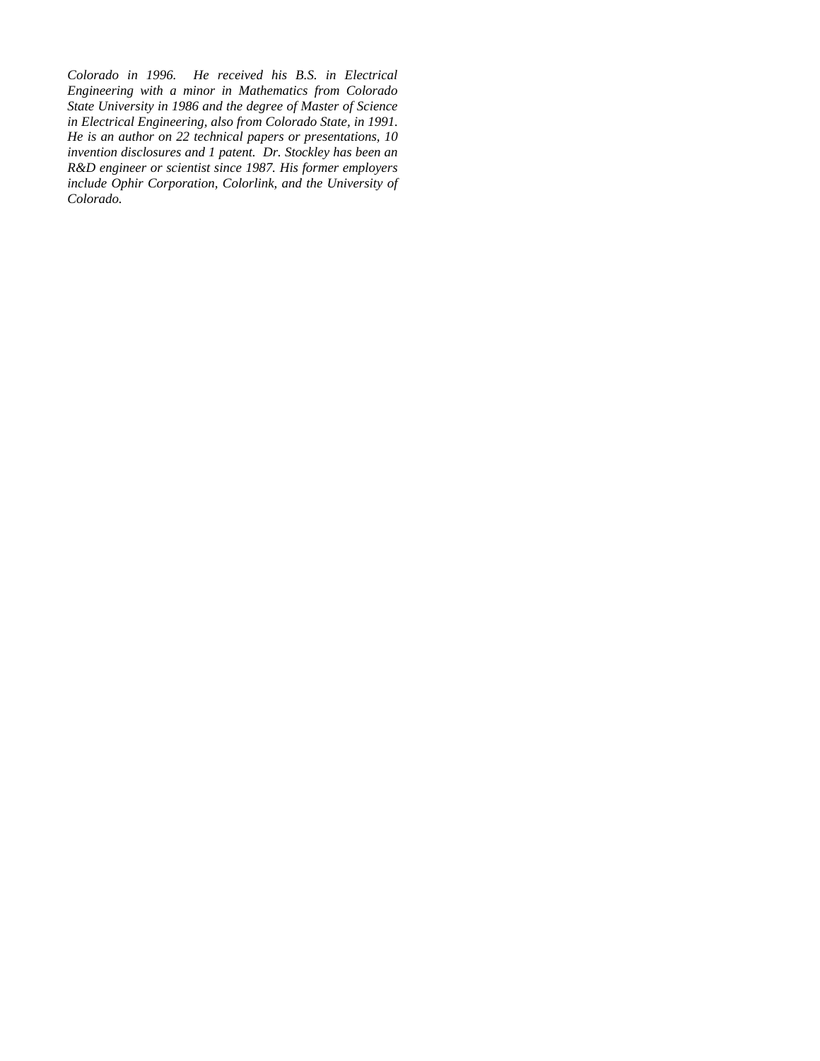*Colorado in 1996. He received his B.S. in Electrical Engineering with a minor in Mathematics from Colorado State University in 1986 and the degree of Master of Science in Electrical Engineering, also from Colorado State, in 1991. He is an author on 22 technical papers or presentations, 10 invention disclosures and 1 patent. Dr. Stockley has been an R&D engineer or scientist since 1987. His former employers include Ophir Corporation, Colorlink, and the University of Colorado.*